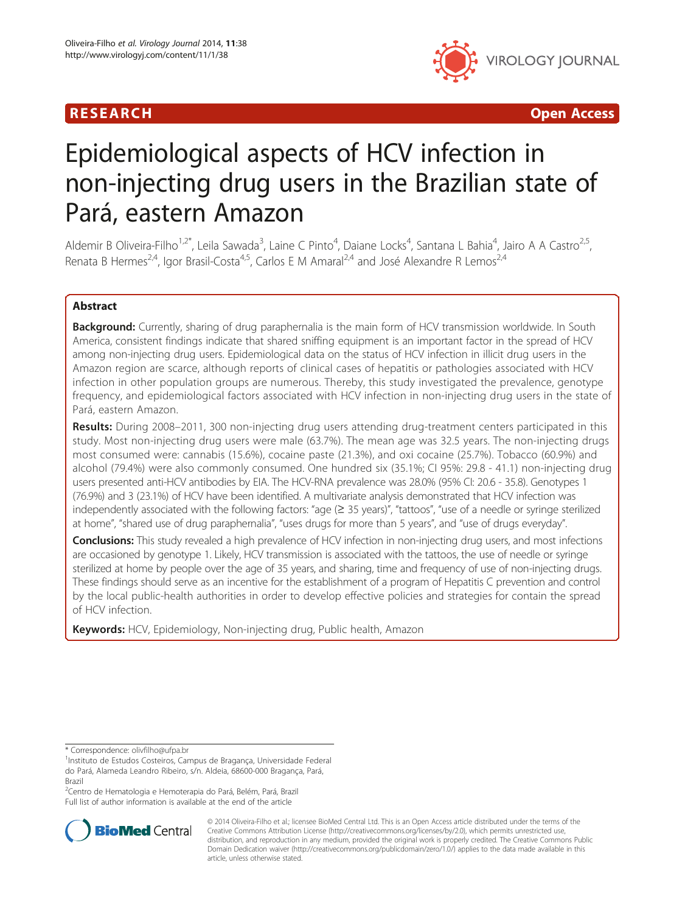RESEARCH **Open Access**

# Epidemiological aspects of HCV infection in non-injecting drug users in the Brazilian state of Pará, eastern Amazon

Aldemir B Oliveira-Filho[1,2*], Leila Sawada[3], Laine C Pinto[4], Daiane Locks[4], Santana L Bahia[4], Jairo A A Castro[2,5], Renata B Hermes[2,4], Igor Brasil-Costa[4,5], Carlos E M Amaral[2,4] and José Alexandre R Lemos[2,4]

## Abstract

**Background:** Currently, sharing of drug paraphernalia is the main form of HCV transmission worldwide. In South America, consistent findings indicate that shared sniffing equipment is an important factor in the spread of HCV among non-injecting drug users. Epidemiological data on the status of HCV infection in illicit drug users in the Amazon region are scarce, although reports of clinical cases of hepatitis or pathologies associated with HCV infection in other population groups are numerous. Thereby, this study investigated the prevalence, genotype frequency, and epidemiological factors associated with HCV infection in non-injecting drug users in the state of Pará, eastern Amazon.

**Results:** During 2008–2011, 300 non-injecting drug users attending drug-treatment centers participated in this study. Most non-injecting drug users were male (63.7%). The mean age was 32.5 years. The non-injecting drugs most consumed were: cannabis (15.6%), cocaine paste (21.3%), and oxi cocaine (25.7%). Tobacco (60.9%) and alcohol (79.4%) were also commonly consumed. One hundred six (35.1%; CI 95%: 29.8 - 41.1) non-injecting drug users presented anti-HCV antibodies by EIA. The HCV-RNA prevalence was 28.0% (95% CI: 20.6 - 35.8). Genotypes 1 (76.9%) and 3 (23.1%) of HCV have been identified. A multivariate analysis demonstrated that HCV infection was independently associated with the following factors: "age (≥ 35 years)", "tattoos", "use of a needle or syringe sterilized at home", "shared use of drug paraphernalia", "uses drugs for more than 5 years", and "use of drugs everyday".

**Conclusions:** This study revealed a high prevalence of HCV infection in non-injecting drug users, and most infections are occasioned by genotype 1. Likely, HCV transmission is associated with the tattoos, the use of needle or syringe sterilized at home by people over the age of 35 years, and sharing, time and frequency of use of non-injecting drugs. These findings should serve as an incentive for the establishment of a program of Hepatitis C prevention and control by the local public-health authorities in order to develop effective policies and strategies for contain the spread of HCV infection.

**Keywords:** HCV, Epidemiology, Non-injecting drug, Public health, Amazon

\* Correspondence: olivfilho@ufpa.br
[1]Instituto de Estudos Costeiros, Campus de Bragança, Universidade Federal do Pará, Alameda Leandro Ribeiro, s/n. Aldeia, 68600-000 Bragança, Pará, Brazil
[2]Centro de Hematologia e Hemoterapia do Pará, Belém, Pará, Brazil
Full list of author information is available at the end of the article

© 2014 Oliveira-Filho et al.; licensee BioMed Central Ltd. This is an Open Access article distributed under the terms of the Creative Commons Attribution License (http://creativecommons.org/licenses/by/2.0), which permits unrestricted use, distribution, and reproduction in any medium, provided the original work is properly credited. The Creative Commons Public Domain Dedication waiver (http://creativecommons.org/publicdomain/zero/1.0/) applies to the data made available in this article, unless otherwise stated.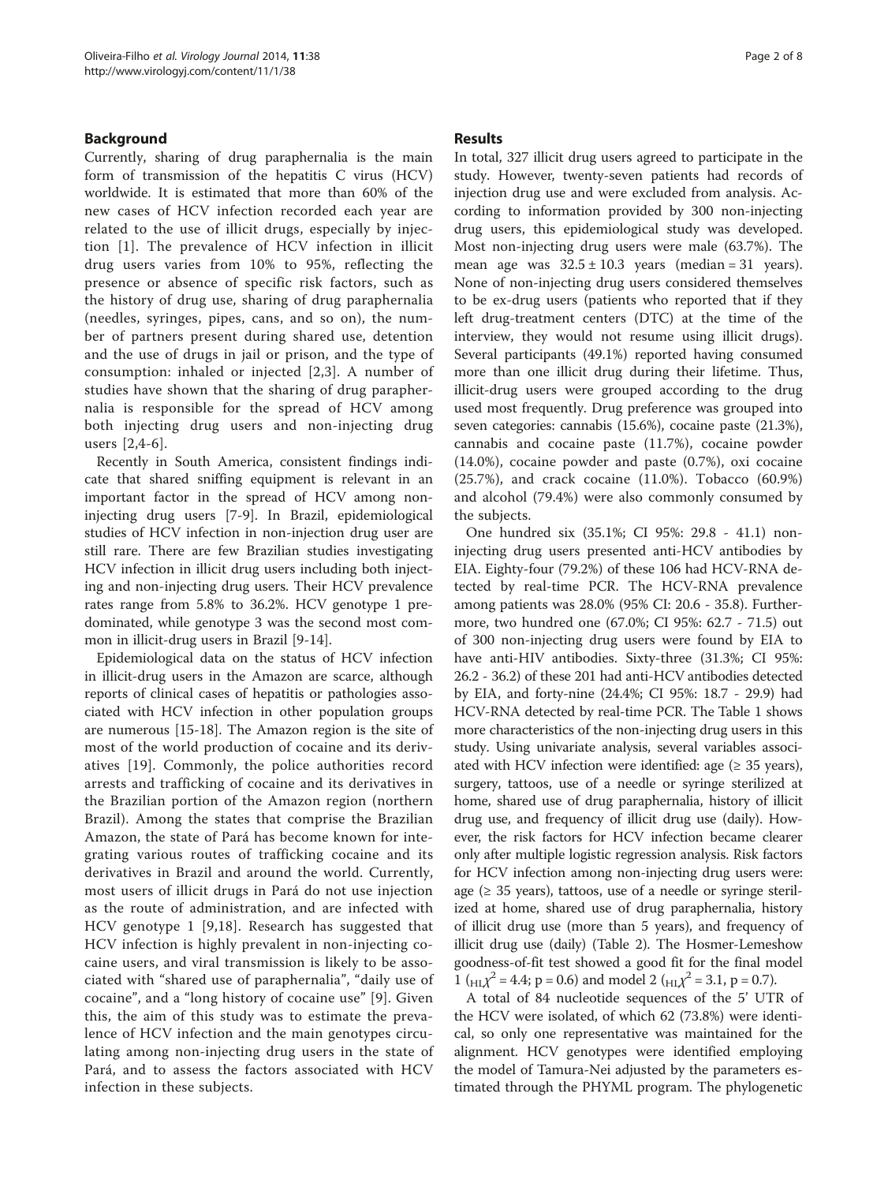## Background

Currently, sharing of drug paraphernalia is the main form of transmission of the hepatitis C virus (HCV) worldwide. It is estimated that more than 60% of the new cases of HCV infection recorded each year are related to the use of illicit drugs, especially by injection [1]. The prevalence of HCV infection in illicit drug users varies from 10% to 95%, reflecting the presence or absence of specific risk factors, such as the history of drug use, sharing of drug paraphernalia (needles, syringes, pipes, cans, and so on), the number of partners present during shared use, detention and the use of drugs in jail or prison, and the type of consumption: inhaled or injected [2,3]. A number of studies have shown that the sharing of drug paraphernalia is responsible for the spread of HCV among both injecting drug users and non-injecting drug users [2,4-6].

Recently in South America, consistent findings indicate that shared sniffing equipment is relevant in an important factor in the spread of HCV among non-injecting drug users [7-9]. In Brazil, epidemiological studies of HCV infection in non-injection drug user are still rare. There are few Brazilian studies investigating HCV infection in illicit drug users including both injecting and non-injecting drug users. Their HCV prevalence rates range from 5.8% to 36.2%. HCV genotype 1 predominated, while genotype 3 was the second most common in illicit-drug users in Brazil [9-14].

Epidemiological data on the status of HCV infection in illicit-drug users in the Amazon are scarce, although reports of clinical cases of hepatitis or pathologies associated with HCV infection in other population groups are numerous [15-18]. The Amazon region is the site of most of the world production of cocaine and its derivatives [19]. Commonly, the police authorities record arrests and trafficking of cocaine and its derivatives in the Brazilian portion of the Amazon region (northern Brazil). Among the states that comprise the Brazilian Amazon, the state of Pará has become known for integrating various routes of trafficking cocaine and its derivatives in Brazil and around the world. Currently, most users of illicit drugs in Pará do not use injection as the route of administration, and are infected with HCV genotype 1 [9,18]. Research has suggested that HCV infection is highly prevalent in non-injecting cocaine users, and viral transmission is likely to be associated with "shared use of paraphernalia", "daily use of cocaine", and a "long history of cocaine use" [9]. Given this, the aim of this study was to estimate the prevalence of HCV infection and the main genotypes circulating among non-injecting drug users in the state of Pará, and to assess the factors associated with HCV infection in these subjects.

## Results

In total, 327 illicit drug users agreed to participate in the study. However, twenty-seven patients had records of injection drug use and were excluded from analysis. According to information provided by 300 non-injecting drug users, this epidemiological study was developed. Most non-injecting drug users were male (63.7%). The mean age was $32.5 \pm 10.3$ years (median = 31 years). None of non-injecting drug users considered themselves to be ex-drug users (patients who reported that if they left drug-treatment centers (DTC) at the time of the interview, they would not resume using illicit drugs). Several participants (49.1%) reported having consumed more than one illicit drug during their lifetime. Thus, illicit-drug users were grouped according to the drug used most frequently. Drug preference was grouped into seven categories: cannabis (15.6%), cocaine paste (21.3%), cannabis and cocaine paste (11.7%), cocaine powder (14.0%), cocaine powder and paste (0.7%), oxi cocaine (25.7%), and crack cocaine (11.0%). Tobacco (60.9%) and alcohol (79.4%) were also commonly consumed by the subjects.

One hundred six (35.1%; CI 95%: 29.8 - 41.1) non-injecting drug users presented anti-HCV antibodies by EIA. Eighty-four (79.2%) of these 106 had HCV-RNA detected by real-time PCR. The HCV-RNA prevalence among patients was 28.0% (95% CI: 20.6 - 35.8). Furthermore, two hundred one (67.0%; CI 95%: 62.7 - 71.5) out of 300 non-injecting drug users were found by EIA to have anti-HIV antibodies. Sixty-three (31.3%; CI 95%: 26.2 - 36.2) of these 201 had anti-HCV antibodies detected by EIA, and forty-nine (24.4%; CI 95%: 18.7 - 29.9) had HCV-RNA detected by real-time PCR. The Table 1 shows more characteristics of the non-injecting drug users in this study. Using univariate analysis, several variables associated with HCV infection were identified: age (≥ 35 years), surgery, tattoos, use of a needle or syringe sterilized at home, shared use of drug paraphernalia, history of illicit drug use, and frequency of illicit drug use (daily). However, the risk factors for HCV infection became clearer only after multiple logistic regression analysis. Risk factors for HCV infection among non-injecting drug users were: age (≥ 35 years), tattoos, use of a needle or syringe sterilized at home, shared use of drug paraphernalia, history of illicit drug use (more than 5 years), and frequency of illicit drug use (daily) (Table 2). The Hosmer-Lemeshow goodness-of-fit test showed a good fit for the final model 1 (${}_{HL}\chi^2 = 4.4$; p = 0.6) and model 2 (${}_{HL}\chi^2 = 3.1$, p = 0.7).

A total of 84 nucleotide sequences of the 5' UTR of the HCV were isolated, of which 62 (73.8%) were identical, so only one representative was maintained for the alignment. HCV genotypes were identified employing the model of Tamura-Nei adjusted by the parameters estimated through the PHYML program. The phylogenetic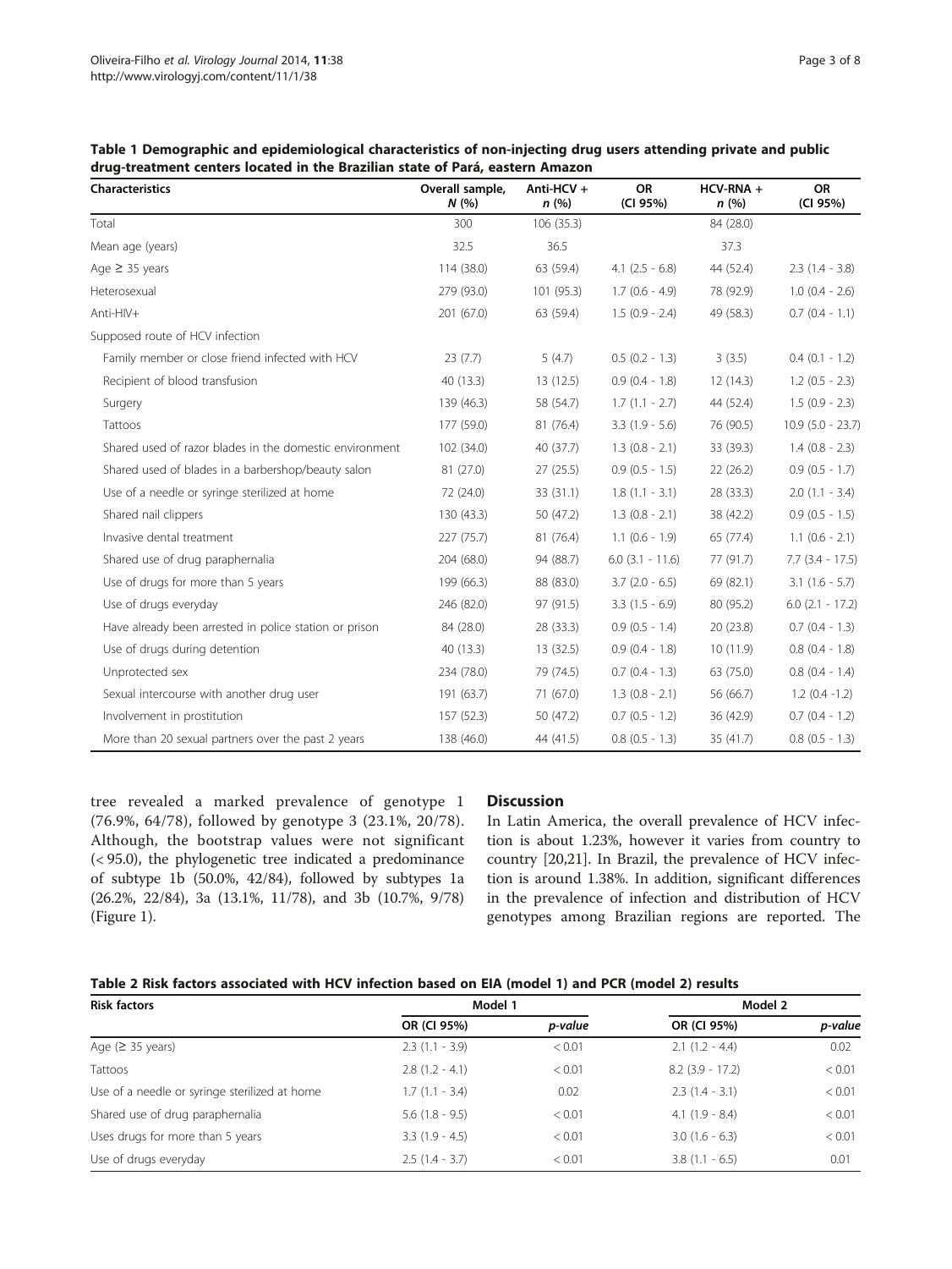**Table 1 Demographic and epidemiological characteristics of non-injecting drug users attending private and public drug-treatment centers located in the Brazilian state of Pará, eastern Amazon**

| Characteristics | Overall sample, *N* (%) | Anti-HCV + *n* (%) | OR (CI 95%) | HCV-RNA + *n* (%) | OR (CI 95%) |
|---|---|---|---|---|---|
| Total | 300 | 106 (35.3) | | 84 (28.0) | |
| Mean age (years) | 32.5 | 36.5 | | 37.3 | |
| Age ≥ 35 years | 114 (38.0) | 63 (59.4) | 4.1 (2.5 - 6.8) | 44 (52.4) | 2.3 (1.4 - 3.8) |
| Heterosexual | 279 (93.0) | 101 (95.3) | 1.7 (0.6 - 4.9) | 78 (92.9) | 1.0 (0.4 - 2.6) |
| Anti-HIV+ | 201 (67.0) | 63 (59.4) | 1.5 (0.9 - 2.4) | 49 (58.3) | 0.7 (0.4 - 1.1) |
| Supposed route of HCV infection | | | | | |
| Family member or close friend infected with HCV | 23 (7.7) | 5 (4.7) | 0.5 (0.2 - 1.3) | 3 (3.5) | 0.4 (0.1 - 1.2) |
| Recipient of blood transfusion | 40 (13.3) | 13 (12.5) | 0.9 (0.4 - 1.8) | 12 (14.3) | 1.2 (0.5 - 2.3) |
| Surgery | 139 (46.3) | 58 (54.7) | 1.7 (1.1 - 2.7) | 44 (52.4) | 1.5 (0.9 - 2.3) |
| Tattoos | 177 (59.0) | 81 (76.4) | 3.3 (1.9 - 5.6) | 76 (90.5) | 10.9 (5.0 - 23.7) |
| Shared used of razor blades in the domestic environment | 102 (34.0) | 40 (37.7) | 1.3 (0.8 - 2.1) | 33 (39.3) | 1.4 (0.8 - 2.3) |
| Shared used of blades in a barbershop/beauty salon | 81 (27.0) | 27 (25.5) | 0.9 (0.5 - 1.5) | 22 (26.2) | 0.9 (0.5 - 1.7) |
| Use of a needle or syringe sterilized at home | 72 (24.0) | 33 (31.1) | 1.8 (1.1 - 3.1) | 28 (33.3) | 2.0 (1.1 - 3.4) |
| Shared nail clippers | 130 (43.3) | 50 (47.2) | 1.3 (0.8 - 2.1) | 38 (42.2) | 0.9 (0.5 - 1.5) |
| Invasive dental treatment | 227 (75.7) | 81 (76.4) | 1.1 (0.6 - 1.9) | 65 (77.4) | 1.1 (0.6 - 2.1) |
| Shared use of drug paraphernalia | 204 (68.0) | 94 (88.7) | 6.0 (3.1 - 11.6) | 77 (91.7) | 7.7 (3.4 - 17.5) |
| Use of drugs for more than 5 years | 199 (66.3) | 88 (83.0) | 3.7 (2.0 - 6.5) | 69 (82.1) | 3.1 (1.6 - 5.7) |
| Use of drugs everyday | 246 (82.0) | 97 (91.5) | 3.3 (1.5 - 6.9) | 80 (95.2) | 6.0 (2.1 - 17.2) |
| Have already been arrested in police station or prison | 84 (28.0) | 28 (33.3) | 0.9 (0.5 - 1.4) | 20 (23.8) | 0.7 (0.4 - 1.3) |
| Use of drugs during detention | 40 (13.3) | 13 (32.5) | 0.9 (0.4 - 1.8) | 10 (11.9) | 0.8 (0.4 - 1.8) |
| Unprotected sex | 234 (78.0) | 79 (74.5) | 0.7 (0.4 - 1.3) | 63 (75.0) | 0.8 (0.4 - 1.4) |
| Sexual intercourse with another drug user | 191 (63.7) | 71 (67.0) | 1.3 (0.8 - 2.1) | 56 (66.7) | 1.2 (0.4 -1.2) |
| Involvement in prostitution | 157 (52.3) | 50 (47.2) | 0.7 (0.5 - 1.2) | 36 (42.9) | 0.7 (0.4 - 1.2) |
| More than 20 sexual partners over the past 2 years | 138 (46.0) | 44 (41.5) | 0.8 (0.5 - 1.3) | 35 (41.7) | 0.8 (0.5 - 1.3) |

tree revealed a marked prevalence of genotype 1 (76.9%, 64/78), followed by genotype 3 (23.1%, 20/78). Although, the bootstrap values were not significant (< 95.0), the phylogenetic tree indicated a predominance of subtype 1b (50.0%, 42/84), followed by subtypes 1a (26.2%, 22/84), 3a (13.1%, 11/78), and 3b (10.7%, 9/78) (Figure 1).

## Discussion

In Latin America, the overall prevalence of HCV infection is about 1.23%, however it varies from country to country [20,21]. In Brazil, the prevalence of HCV infection is around 1.38%. In addition, significant differences in the prevalence of infection and distribution of HCV genotypes among Brazilian regions are reported. The

**Table 2 Risk factors associated with HCV infection based on EIA (model 1) and PCR (model 2) results**

| Risk factors | Model 1 | | Model 2 | |
|---|---|---|---|---|
| | OR (CI 95%) | *p-value* | OR (CI 95%) | *p-value* |
| Age (≥ 35 years) | 2.3 (1.1 - 3.9) | < 0.01 | 2.1 (1.2 - 4.4) | 0.02 |
| Tattoos | 2.8 (1.2 - 4.1) | < 0.01 | 8.2 (3.9 - 17.2) | < 0.01 |
| Use of a needle or syringe sterilized at home | 1.7 (1.1 - 3.4) | 0.02 | 2.3 (1.4 - 3.1) | < 0.01 |
| Shared use of drug paraphernalia | 5.6 (1.8 - 9.5) | < 0.01 | 4.1 (1.9 - 8.4) | < 0.01 |
| Uses drugs for more than 5 years | 3.3 (1.9 - 4.5) | < 0.01 | 3.0 (1.6 - 6.3) | < 0.01 |
| Use of drugs everyday | 2.5 (1.4 - 3.7) | < 0.01 | 3.8 (1.1 - 6.5) | 0.01 |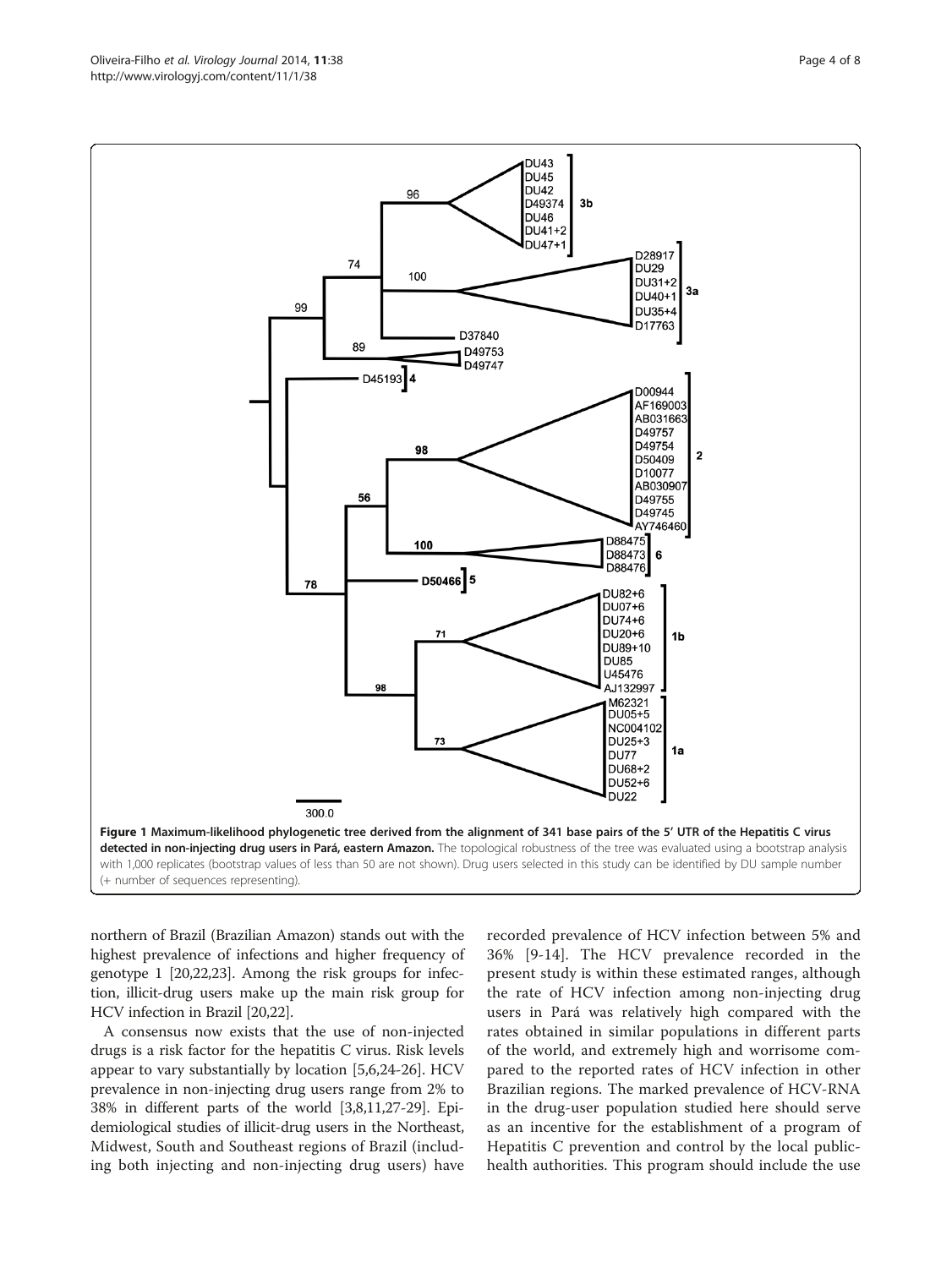DU43
DU45
DU42
D49374
DU46
DU41+2
DU47+1
3b
96
74
100
D28917
DU29
DU31+2
DU40+1
DU35+4
D17763
3a
99
D37840
89
D49753
D49747
D45193
4
D00944
AF169003
AB031663
D49757
D49754
D50409
D10077
AB030907
D49755
D49745
AY746460
2
98
56
100
D88475
D88473
D88476
6
D50466
5
78
DU82+6
DU07+6
DU74+6
DU20+6
DU89+10
DU85
U45476
AJ132997
1b
71
98
M62321
DU05+5
NC004102
DU25+3
DU77
DU68+2
DU52+6
DU22
1a
73
300.0

**Figure 1 Maximum-likelihood phylogenetic tree derived from the alignment of 341 base pairs of the 5′ UTR of the Hepatitis C virus detected in non-injecting drug users in Pará, eastern Amazon.** The topological robustness of the tree was evaluated using a bootstrap analysis with 1,000 replicates (bootstrap values of less than 50 are not shown). Drug users selected in this study can be identified by DU sample number (+ number of sequences representing).

northern of Brazil (Brazilian Amazon) stands out with the highest prevalence of infections and higher frequency of genotype 1 [20,22,23]. Among the risk groups for infection, illicit-drug users make up the main risk group for HCV infection in Brazil [20,22].

A consensus now exists that the use of non-injected drugs is a risk factor for the hepatitis C virus. Risk levels appear to vary substantially by location [5,6,24-26]. HCV prevalence in non-injecting drug users range from 2% to 38% in different parts of the world [3,8,11,27-29]. Epidemiological studies of illicit-drug users in the Northeast, Midwest, South and Southeast regions of Brazil (including both injecting and non-injecting drug users) have recorded prevalence of HCV infection between 5% and 36% [9-14]. The HCV prevalence recorded in the present study is within these estimated ranges, although the rate of HCV infection among non-injecting drug users in Pará was relatively high compared with the rates obtained in similar populations in different parts of the world, and extremely high and worrisome compared to the reported rates of HCV infection in other Brazilian regions. The marked prevalence of HCV-RNA in the drug-user population studied here should serve as an incentive for the establishment of a program of Hepatitis C prevention and control by the local public-health authorities. This program should include the use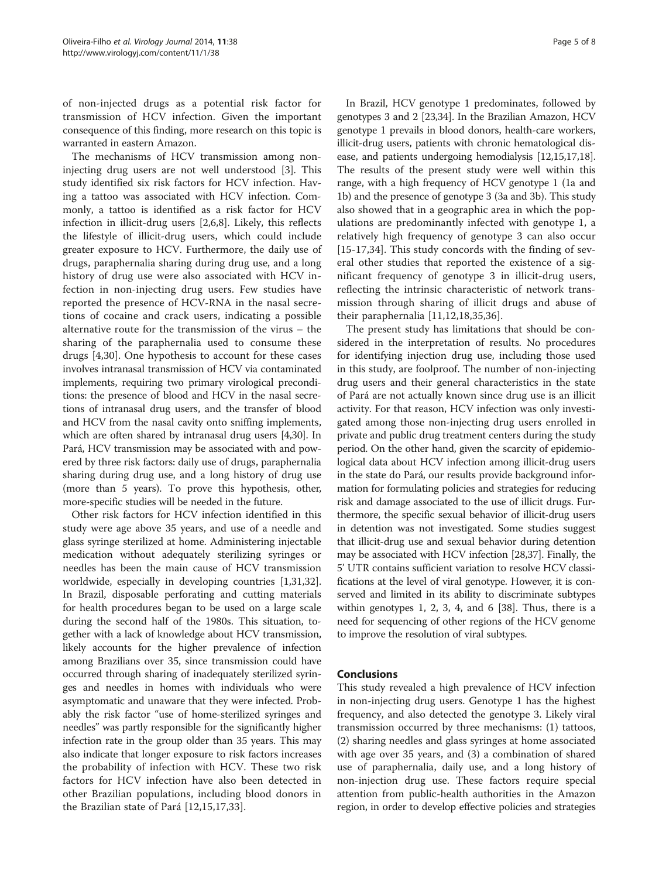of non-injected drugs as a potential risk factor for transmission of HCV infection. Given the important consequence of this finding, more research on this topic is warranted in eastern Amazon.

The mechanisms of HCV transmission among non-injecting drug users are not well understood [3]. This study identified six risk factors for HCV infection. Having a tattoo was associated with HCV infection. Commonly, a tattoo is identified as a risk factor for HCV infection in illicit-drug users [2,6,8]. Likely, this reflects the lifestyle of illicit-drug users, which could include greater exposure to HCV. Furthermore, the daily use of drugs, paraphernalia sharing during drug use, and a long history of drug use were also associated with HCV infection in non-injecting drug users. Few studies have reported the presence of HCV-RNA in the nasal secretions of cocaine and crack users, indicating a possible alternative route for the transmission of the virus – the sharing of the paraphernalia used to consume these drugs [4,30]. One hypothesis to account for these cases involves intranasal transmission of HCV via contaminated implements, requiring two primary virological preconditions: the presence of blood and HCV in the nasal secretions of intranasal drug users, and the transfer of blood and HCV from the nasal cavity onto sniffing implements, which are often shared by intranasal drug users [4,30]. In Pará, HCV transmission may be associated with and powered by three risk factors: daily use of drugs, paraphernalia sharing during drug use, and a long history of drug use (more than 5 years). To prove this hypothesis, other, more-specific studies will be needed in the future.

Other risk factors for HCV infection identified in this study were age above 35 years, and use of a needle and glass syringe sterilized at home. Administering injectable medication without adequately sterilizing syringes or needles has been the main cause of HCV transmission worldwide, especially in developing countries [1,31,32]. In Brazil, disposable perforating and cutting materials for health procedures began to be used on a large scale during the second half of the 1980s. This situation, together with a lack of knowledge about HCV transmission, likely accounts for the higher prevalence of infection among Brazilians over 35, since transmission could have occurred through sharing of inadequately sterilized syringes and needles in homes with individuals who were asymptomatic and unaware that they were infected. Probably the risk factor "use of home-sterilized syringes and needles" was partly responsible for the significantly higher infection rate in the group older than 35 years. This may also indicate that longer exposure to risk factors increases the probability of infection with HCV. These two risk factors for HCV infection have also been detected in other Brazilian populations, including blood donors in the Brazilian state of Pará [12,15,17,33].

In Brazil, HCV genotype 1 predominates, followed by genotypes 3 and 2 [23,34]. In the Brazilian Amazon, HCV genotype 1 prevails in blood donors, health-care workers, illicit-drug users, patients with chronic hematological disease, and patients undergoing hemodialysis [12,15,17,18]. The results of the present study were well within this range, with a high frequency of HCV genotype 1 (1a and 1b) and the presence of genotype 3 (3a and 3b). This study also showed that in a geographic area in which the populations are predominantly infected with genotype 1, a relatively high frequency of genotype 3 can also occur [15-17,34]. This study concords with the finding of several other studies that reported the existence of a significant frequency of genotype 3 in illicit-drug users, reflecting the intrinsic characteristic of network transmission through sharing of illicit drugs and abuse of their paraphernalia [11,12,18,35,36].

The present study has limitations that should be considered in the interpretation of results. No procedures for identifying injection drug use, including those used in this study, are foolproof. The number of non-injecting drug users and their general characteristics in the state of Pará are not actually known since drug use is an illicit activity. For that reason, HCV infection was only investigated among those non-injecting drug users enrolled in private and public drug treatment centers during the study period. On the other hand, given the scarcity of epidemiological data about HCV infection among illicit-drug users in the state do Pará, our results provide background information for formulating policies and strategies for reducing risk and damage associated to the use of illicit drugs. Furthermore, the specific sexual behavior of illicit-drug users in detention was not investigated. Some studies suggest that illicit-drug use and sexual behavior during detention may be associated with HCV infection [28,37]. Finally, the 5' UTR contains sufficient variation to resolve HCV classifications at the level of viral genotype. However, it is conserved and limited in its ability to discriminate subtypes within genotypes 1, 2, 3, 4, and 6 [38]. Thus, there is a need for sequencing of other regions of the HCV genome to improve the resolution of viral subtypes.

## Conclusions

This study revealed a high prevalence of HCV infection in non-injecting drug users. Genotype 1 has the highest frequency, and also detected the genotype 3. Likely viral transmission occurred by three mechanisms: (1) tattoos, (2) sharing needles and glass syringes at home associated with age over 35 years, and (3) a combination of shared use of paraphernalia, daily use, and a long history of non-injection drug use. These factors require special attention from public-health authorities in the Amazon region, in order to develop effective policies and strategies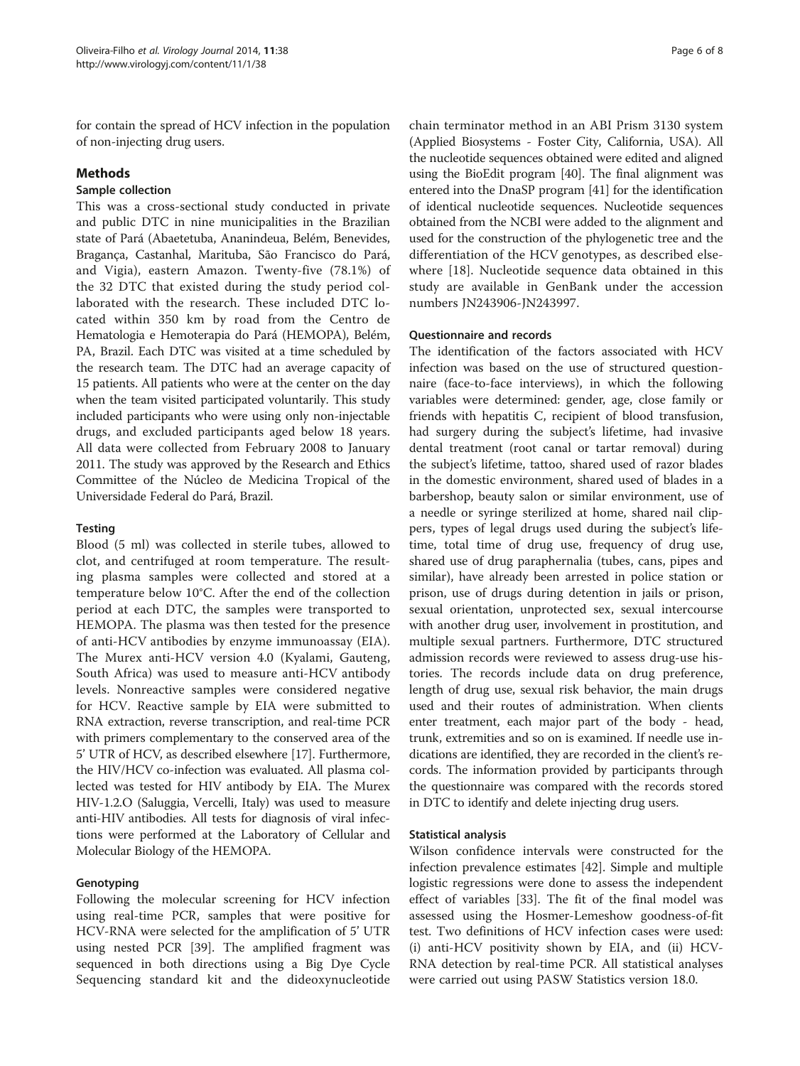for contain the spread of HCV infection in the population of non-injecting drug users.

## Methods

### Sample collection

This was a cross-sectional study conducted in private and public DTC in nine municipalities in the Brazilian state of Pará (Abaetetuba, Ananindeua, Belém, Benevides, Bragança, Castanhal, Marituba, São Francisco do Pará, and Vigia), eastern Amazon. Twenty-five (78.1%) of the 32 DTC that existed during the study period collaborated with the research. These included DTC located within 350 km by road from the Centro de Hematologia e Hemoterapia do Pará (HEMOPA), Belém, PA, Brazil. Each DTC was visited at a time scheduled by the research team. The DTC had an average capacity of 15 patients. All patients who were at the center on the day when the team visited participated voluntarily. This study included participants who were using only non-injectable drugs, and excluded participants aged below 18 years. All data were collected from February 2008 to January 2011. The study was approved by the Research and Ethics Committee of the Núcleo de Medicina Tropical of the Universidade Federal do Pará, Brazil.

### Testing

Blood (5 ml) was collected in sterile tubes, allowed to clot, and centrifuged at room temperature. The resulting plasma samples were collected and stored at a temperature below 10°C. After the end of the collection period at each DTC, the samples were transported to HEMOPA. The plasma was then tested for the presence of anti-HCV antibodies by enzyme immunoassay (EIA). The Murex anti-HCV version 4.0 (Kyalami, Gauteng, South Africa) was used to measure anti-HCV antibody levels. Nonreactive samples were considered negative for HCV. Reactive sample by EIA were submitted to RNA extraction, reverse transcription, and real-time PCR with primers complementary to the conserved area of the 5' UTR of HCV, as described elsewhere [17]. Furthermore, the HIV/HCV co-infection was evaluated. All plasma collected was tested for HIV antibody by EIA. The Murex HIV-1.2.O (Saluggia, Vercelli, Italy) was used to measure anti-HIV antibodies. All tests for diagnosis of viral infections were performed at the Laboratory of Cellular and Molecular Biology of the HEMOPA.

### Genotyping

Following the molecular screening for HCV infection using real-time PCR, samples that were positive for HCV-RNA were selected for the amplification of 5' UTR using nested PCR [39]. The amplified fragment was sequenced in both directions using a Big Dye Cycle Sequencing standard kit and the dideoxynucleotide chain terminator method in an ABI Prism 3130 system (Applied Biosystems - Foster City, California, USA). All the nucleotide sequences obtained were edited and aligned using the BioEdit program [40]. The final alignment was entered into the DnaSP program [41] for the identification of identical nucleotide sequences. Nucleotide sequences obtained from the NCBI were added to the alignment and used for the construction of the phylogenetic tree and the differentiation of the HCV genotypes, as described elsewhere [18]. Nucleotide sequence data obtained in this study are available in GenBank under the accession numbers JN243906-JN243997.

### Questionnaire and records

The identification of the factors associated with HCV infection was based on the use of structured questionnaire (face-to-face interviews), in which the following variables were determined: gender, age, close family or friends with hepatitis C, recipient of blood transfusion, had surgery during the subject's lifetime, had invasive dental treatment (root canal or tartar removal) during the subject's lifetime, tattoo, shared used of razor blades in the domestic environment, shared used of blades in a barbershop, beauty salon or similar environment, use of a needle or syringe sterilized at home, shared nail clippers, types of legal drugs used during the subject's lifetime, total time of drug use, frequency of drug use, shared use of drug paraphernalia (tubes, cans, pipes and similar), have already been arrested in police station or prison, use of drugs during detention in jails or prison, sexual orientation, unprotected sex, sexual intercourse with another drug user, involvement in prostitution, and multiple sexual partners. Furthermore, DTC structured admission records were reviewed to assess drug-use histories. The records include data on drug preference, length of drug use, sexual risk behavior, the main drugs used and their routes of administration. When clients enter treatment, each major part of the body - head, trunk, extremities and so on is examined. If needle use indications are identified, they are recorded in the client's records. The information provided by participants through the questionnaire was compared with the records stored in DTC to identify and delete injecting drug users.

### Statistical analysis

Wilson confidence intervals were constructed for the infection prevalence estimates [42]. Simple and multiple logistic regressions were done to assess the independent effect of variables [33]. The fit of the final model was assessed using the Hosmer-Lemeshow goodness-of-fit test. Two definitions of HCV infection cases were used: (i) anti-HCV positivity shown by EIA, and (ii) HCV-RNA detection by real-time PCR. All statistical analyses were carried out using PASW Statistics version 18.0.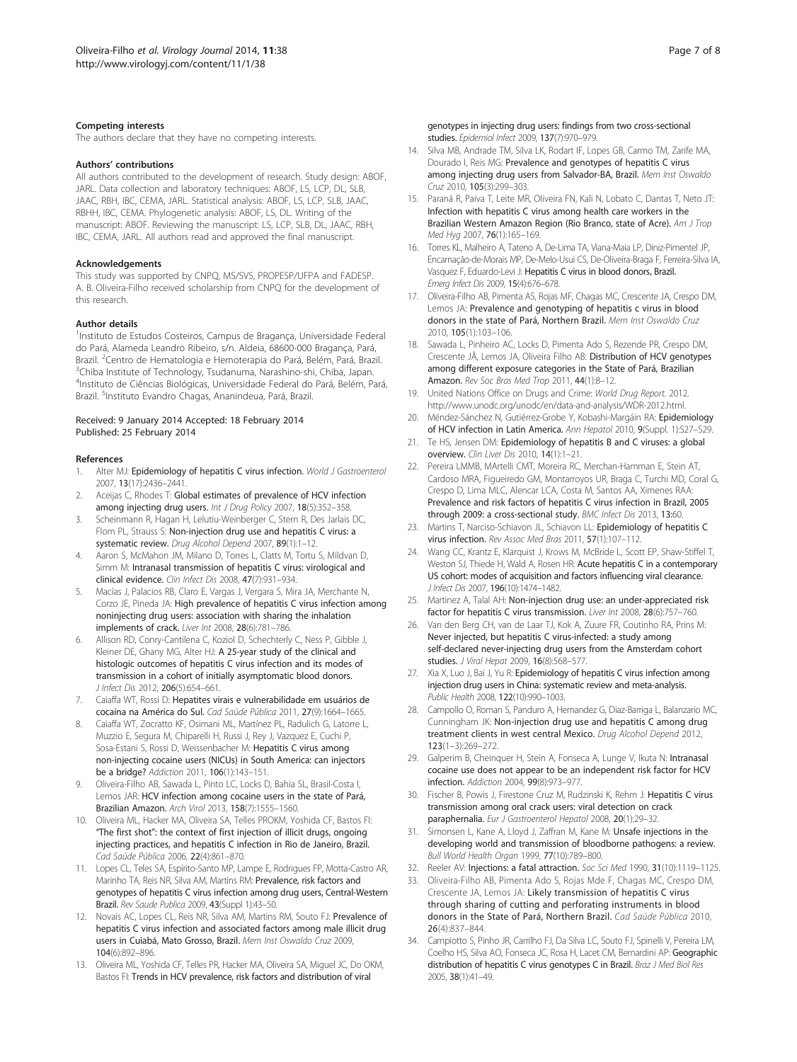### Competing interests

The authors declare that they have no competing interests.

### Authors' contributions

All authors contributed to the development of research. Study design: ABOF, JARL. Data collection and laboratory techniques: ABOF, LS, LCP, DL, SLB, JAAC, RBH, IBC, CEMA, JARL. Statistical analysis: ABOF, LS, LCP, SLB, JAAC, RBHH, IBC, CEMA. Phylogenetic analysis: ABOF, LS, DL. Writing of the manuscript: ABOF. Reviewing the manuscript: LS, LCP, SLB, DL, JAAC, RBH, IBC, CEMA, JARL. All authors read and approved the final manuscript.

### Acknowledgements

This study was supported by CNPQ, MS/SVS, PROPESP/UFPA and FADESP. A. B. Oliveira-Filho received scholarship from CNPQ for the development of this research.

### Author details

[1]Instituto de Estudos Costeiros, Campus de Bragança, Universidade Federal do Pará, Alameda Leandro Ribeiro, s/n. Aldeia, 68600-000 Bragança, Pará, Brazil. [2]Centro de Hematologia e Hemoterapia do Pará, Belém, Pará, Brazil. [3]Chiba Institute of Technology, Tsudanuma, Narashino-shi, Chiba, Japan. [4]Instituto de Ciências Biológicas, Universidade Federal do Pará, Belém, Pará, Brazil. [5]Instituto Evandro Chagas, Ananindeua, Pará, Brazil.

Received: 9 January 2014 Accepted: 18 February 2014
Published: 25 February 2014

### References

1. Alter MJ: **Epidemiology of hepatitis C virus infection.** *World J Gastroenterol* 2007, **13**(17):2436–2441.
2. Aceijas C, Rhodes T: **Global estimates of prevalence of HCV infection among injecting drug users.** *Int J Drug Policy* 2007, **18**(5):352–358.
3. Scheinmann R, Hagan H, Lelutiu-Weinberger C, Stern R, Des Jarlais DC, Flom PL, Strauss S: **Non-injection drug use and hepatitis C virus: a systematic review.** *Drug Alcohol Depend* 2007, **89**(1):1–12.
4. Aaron S, McMahon JM, Milano D, Torres L, Clatts M, Tortu S, Mildvan D, Simm M: **Intranasal transmission of hepatitis C virus: virological and clinical evidence.** *Clin Infect Dis* 2008, **47**(7):931–934.
5. Macías J, Palacios RB, Claro E, Vargas J, Vergara S, Mira JA, Merchante N, Corzo JE, Pineda JA: **High prevalence of hepatitis C virus infection among noninjecting drug users: association with sharing the inhalation implements of crack.** *Liver Int* 2008, **28**(6):781–786.
6. Allison RD, Conry-Cantilena C, Koziol D, Schechterly C, Ness P, Gibble J, Kleiner DE, Ghany MG, Alter HJ: **A 25-year study of the clinical and histologic outcomes of hepatitis C virus infection and its modes of transmission in a cohort of initially asymptomatic blood donors.** *J Infect Dis* 2012, **206**(5):654–661.
7. Caiaffa WT, Rossi D: **Hepatites virais e vulnerabilidade em usuários de cocaína na América do Sul.** *Cad Saúde Pública* 2011, **27**(9):1664–1665.
8. Caiaffa WT, Zocratto KF, Osimani ML, Martínez PL, Radulich G, Latorre L, Muzzio E, Segura M, Chiparelli H, Russi J, Rey J, Vazquez E, Cuchi P, Sosa-Estani S, Rossi D, Weissenbacher M: **Hepatitis C virus among non-injecting cocaine users (NICUs) in South America: can injectors be a bridge?** *Addiction* 2011, **106**(1):143–151.
9. Oliveira-Filho AB, Sawada L, Pinto LC, Locks D, Bahia SL, Brasil-Costa I, Lemos JAR: **HCV infection among cocaine users in the state of Pará, Brazilian Amazon.** *Arch Virol* 2013, **158**(7):1555–1560.
10. Oliveira ML, Hacker MA, Oliveira SA, Telles PROKM, Yoshida CF, Bastos FI: **"The first shot": the context of first injection of illicit drugs, ongoing injecting practices, and hepatitis C infection in Rio de Janeiro, Brazil.** *Cad Saúde Pública* 2006, **22**(4):861–870.
11. Lopes CL, Teles SA, Espírito-Santo MP, Lampe E, Rodrigues FP, Motta-Castro AR, Marinho TA, Reis NR, Silva AM, Martins RM: **Prevalence, risk factors and genotypes of hepatitis C virus infection among drug users, Central-Western Brazil.** *Rev Saude Publica* 2009, **43**(Suppl 1):43–50.
12. Novais AC, Lopes CL, Reis NR, Silva AM, Martins RM, Souto FJ: **Prevalence of hepatitis C virus infection and associated factors among male illicit drug users in Cuiabá, Mato Grosso, Brazil.** *Mem Inst Oswaldo Cruz* 2009, **104**(6):892–896.
13. Oliveira ML, Yoshida CF, Telles PR, Hacker MA, Oliveira SA, Miguel JC, Do OKM, Bastos FI: **Trends in HCV prevalence, risk factors and distribution of viral genotypes in injecting drug users: findings from two cross-sectional studies.** *Epidemiol Infect* 2009, **137**(7):970–979.
14. Silva MB, Andrade TM, Silva LK, Rodart IF, Lopes GB, Carmo TM, Zarife MA, Dourado I, Reis MG: **Prevalence and genotypes of hepatitis C virus among injecting drug users from Salvador-BA, Brazil.** *Mem Inst Oswaldo Cruz* 2010, **105**(3):299–303.
15. Paraná R, Paiva T, Leite MR, Oliveira FN, Kali N, Lobato C, Dantas T, Neto JT: **Infection with hepatitis C virus among health care workers in the Brazilian Western Amazon Region (Rio Branco, state of Acre).** *Am J Trop Med Hyg* 2007, **76**(1):165–169.
16. Torres KL, Malheiro A, Tateno A, De-Lima TA, Viana-Maia LP, Diniz-Pimentel JP, Encarnação-de-Morais MP, De-Melo-Usui CS, De-Oliveira-Braga F, Ferreira-Silva IA, Vasquez F, Eduardo-Levi J: **Hepatitis C virus in blood donors, Brazil.** *Emerg Infect Dis* 2009, **15**(4):676–678.
17. Oliveira-Filho AB, Pimenta AS, Rojas MF, Chagas MC, Crescente JA, Crespo DM, Lemos JA: **Prevalence and genotyping of hepatitis c virus in blood donors in the state of Pará, Northern Brazil.** *Mem Inst Oswaldo Cruz* 2010, **105**(1):103–106.
18. Sawada L, Pinheiro AC, Locks D, Pimenta Ado S, Rezende PR, Crespo DM, Crescente JÂ, Lemos JA, Oliveira Filho AB: **Distribution of HCV genotypes among different exposure categories in the State of Pará, Brazilian Amazon.** *Rev Soc Bras Med Trop* 2011, **44**(1):8–12.
19. United Nations Office on Drugs and Crime: *World Drug Report.* 2012. http://www.unodc.org/unodc/en/data-and-analysis/WDR-2012.html.
20. Méndez-Sánchez N, Gutiérrez-Grobe Y, Kobashi-Margáin RA: **Epidemiology of HCV infection in Latin America.** *Ann Hepatol* 2010, **9**(Suppl. 1):S27–S29.
21. Te HS, Jensen DM: **Epidemiology of hepatitis B and C viruses: a global overview.** *Clin Liver Dis* 2010, **14**(1):1–21.
22. Pereira LMMB, MArtelli CMT, Moreira RC, Merchan-Hamman E, Stein AT, Cardoso MRA, Figueiredo GM, Montarroyos UR, Braga C, Turchi MD, Coral G, Crespo D, Lima MLC, Alencar LCA, Costa M, Santos AA, Ximenes RAA: **Prevalence and risk factors of hepatitis C virus infection in Brazil, 2005 through 2009: a cross-sectional study.** *BMC Infect Dis* 2013, **13**:60.
23. Martins T, Narciso-Schiavon JL, Schiavon LL: **Epidemiology of hepatitis C virus infection.** *Rev Assoc Med Bras* 2011, **57**(1):107–112.
24. Wang CC, Krantz E, Klarquist J, Krows M, McBride L, Scott EP, Shaw-Stiffel T, Weston SJ, Thiede H, Wald A, Rosen HR: **Acute hepatitis C in a contemporary US cohort: modes of acquisition and factors influencing viral clearance.** *J Infect Dis* 2007, **196**(10):1474–1482.
25. Martinez A, Talal AH: **Non-injection drug use: an under-appreciated risk factor for hepatitis C virus transmission.** *Liver Int* 2008, **28**(6):757–760.
26. Van den Berg CH, van de Laar TJ, Kok A, Zuure FR, Coutinho RA, Prins M: **Never injected, but hepatitis C virus-infected: a study among self-declared never-injecting drug users from the Amsterdam cohort studies.** *J Viral Hepat* 2009, **16**(8):568–577.
27. Xia X, Luo J, Bai J, Yu R: **Epidemiology of hepatitis C virus infection among injection drug users in China: systematic review and meta-analysis.** *Public Health* 2008, **122**(10):990–1003.
28. Campollo O, Roman S, Panduro A, Hernandez G, Diaz-Barriga L, Balanzario MC, Cunningham JK: **Non-injection drug use and hepatitis C among drug treatment clients in west central Mexico.** *Drug Alcohol Depend* 2012, **123**(1–3):269–272.
29. Galperim B, Cheinquer H, Stein A, Fonseca A, Lunge V, Ikuta N: **Intranasal cocaine use does not appear to be an independent risk factor for HCV infection.** *Addiction* 2004, **99**(8):973–977.
30. Fischer B, Powis J, Firestone Cruz M, Rudzinski K, Rehm J: **Hepatitis C virus transmission among oral crack users: viral detection on crack paraphernalia.** *Eur J Gastroenterol Hepatol* 2008, **20**(1):29–32.
31. Simonsen L, Kane A, Lloyd J, Zaffran M, Kane M: **Unsafe injections in the developing world and transmission of bloodborne pathogens: a review.** *Bull World Health Organ* 1999, **77**(10):789–800.
32. Reeler AV: **Injections: a fatal attraction.** *Soc Sci Med* 1990, **31**(10):1119–1125.
33. Oliveira-Filho AB, Pimenta Ado S, Rojas Mde F, Chagas MC, Crespo DM, Crescente JA, Lemos JA: **Likely transmission of hepatitis C virus through sharing of cutting and perforating instruments in blood donors in the State of Pará, Northern Brazil.** *Cad Saúde Pública* 2010, **26**(4):837–844.
34. Campiotto S, Pinho JR, Carrilho FJ, Da Silva LC, Souto FJ, Spinelli V, Pereira LM, Coelho HS, Silva AO, Fonseca JC, Rosa H, Lacet CM, Bernardini AP: **Geographic distribution of hepatitis C virus genotypes C in Brazil.** *Braz J Med Biol Res* 2005, **38**(1):41–49.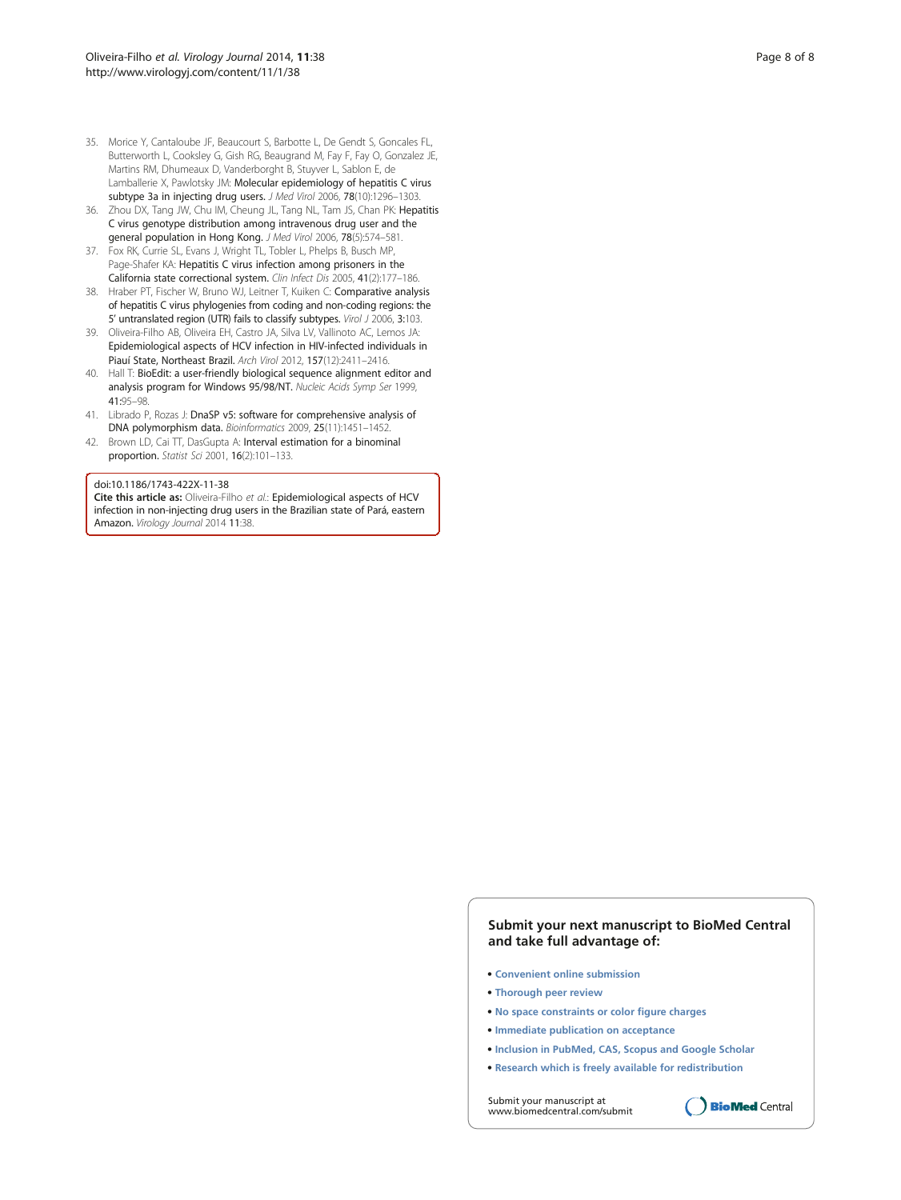35. Morice Y, Cantaloube JF, Beaucourt S, Barbotte L, De Gendt S, Goncales FL, Butterworth L, Cooksley G, Gish RG, Beaugrand M, Fay F, Fay O, Gonzalez JE, Martins RM, Dhumeaux D, Vanderborght B, Stuyver L, Sablon E, de Lamballerie X, Pawlotsky JM: **Molecular epidemiology of hepatitis C virus subtype 3a in injecting drug users.** *J Med Virol* 2006, **78**(10):1296–1303.
36. Zhou DX, Tang JW, Chu IM, Cheung JL, Tang NL, Tam JS, Chan PK: **Hepatitis C virus genotype distribution among intravenous drug user and the general population in Hong Kong.** *J Med Virol* 2006, **78**(5):574–581.
37. Fox RK, Currie SL, Evans J, Wright TL, Tobler L, Phelps B, Busch MP, Page-Shafer KA: **Hepatitis C virus infection among prisoners in the California state correctional system.** *Clin Infect Dis* 2005, **41**(2):177–186.
38. Hraber PT, Fischer W, Bruno WJ, Leitner T, Kuiken C: **Comparative analysis of hepatitis C virus phylogenies from coding and non-coding regions: the 5' untranslated region (UTR) fails to classify subtypes.** *Virol J* 2006, **3**:103.
39. Oliveira-Filho AB, Oliveira EH, Castro JA, Silva LV, Vallinoto AC, Lemos JA: **Epidemiological aspects of HCV infection in HIV-infected individuals in Piauí State, Northeast Brazil.** *Arch Virol* 2012, **157**(12):2411–2416.
40. Hall T: **BioEdit: a user-friendly biological sequence alignment editor and analysis program for Windows 95/98/NT.** *Nucleic Acids Symp Ser* 1999, **41**:95–98.
41. Librado P, Rozas J: **DnaSP v5: software for comprehensive analysis of DNA polymorphism data.** *Bioinformatics* 2009, **25**(11):1451–1452.
42. Brown LD, Cai TT, DasGupta A: **Interval estimation for a binominal proportion.** *Statist Sci* 2001, **16**(2):101–133.

doi:10.1186/1743-422X-11-38

**Cite this article as:** Oliveira-Filho *et al.*: **Epidemiological aspects of HCV infection in non-injecting drug users in the Brazilian state of Pará, eastern Amazon.** *Virology Journal* 2014 **11**:38.

**Submit your next manuscript to BioMed Central and take full advantage of:**

- **Convenient online submission**
- **Thorough peer review**
- **No space constraints or color figure charges**
- **Immediate publication on acceptance**
- **Inclusion in PubMed, CAS, Scopus and Google Scholar**
- **Research which is freely available for redistribution**

Submit your manuscript at www.biomedcentral.com/submit

BioMed Central